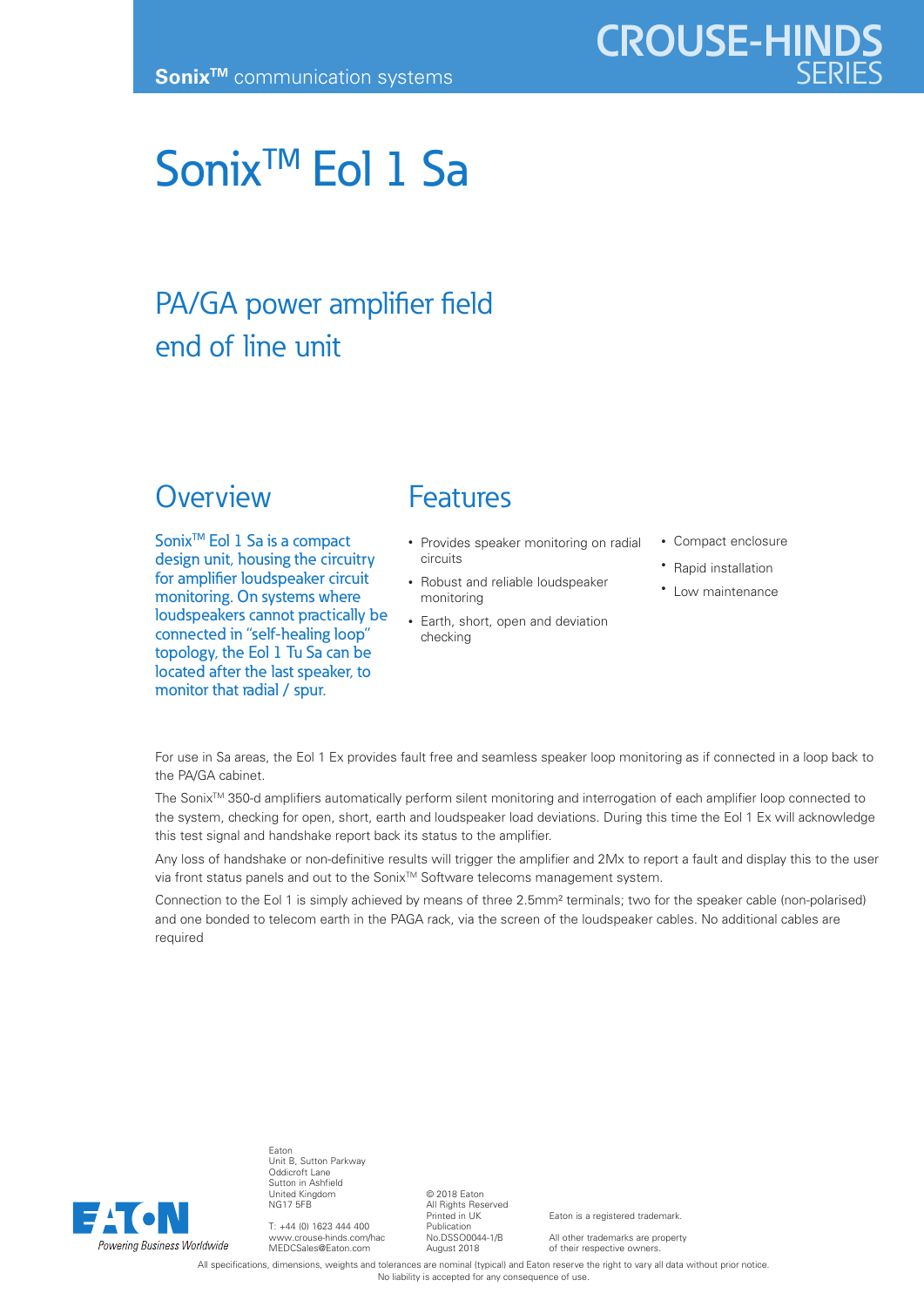Sonix™ communication systems

CROUSE-HINDS SERIES

# Sonix™ Eol 1 Sa

## PA/GA power amplifier field end of line unit

## Overview

Sonix™ Eol 1 Sa is a compact design unit, housing the circuitry for amplifier loudspeaker circuit monitoring. On systems where loudspeakers cannot practically be connected in "self-healing loop" topology, the Eol 1 Tu Sa can be located after the last speaker, to monitor that radial / spur.

## Features

- Provides speaker monitoring on radial circuits
- Robust and reliable loudspeaker monitoring
- Earth, short, open and deviation checking
- Compact enclosure
- Rapid installation
- Low maintenance

For use in Sa areas, the Eol 1 Ex provides fault free and seamless speaker loop monitoring as if connected in a loop back to the PA/GA cabinet.

The Sonix™ 350-d amplifiers automatically perform silent monitoring and interrogation of each amplifier loop connected to the system, checking for open, short, earth and loudspeaker load deviations. During this time the Eol 1 Ex will acknowledge this test signal and handshake report back its status to the amplifier.

Any loss of handshake or non-definitive results will trigger the amplifier and 2Mx to report a fault and display this to the user via front status panels and out to the Sonix™ Software telecoms management system.

Connection to the Eol 1 is simply achieved by means of three 2.5mm² terminals; two for the speaker cable (non-polarised) and one bonded to telecom earth in the PAGA rack, via the screen of the loudspeaker cables. No additional cables are required

EATON
Powering Business Worldwide

Eaton
Unit B, Sutton Parkway
Oddicroft Lane
Sutton in Ashfield
United Kingdom
NG17 5FB

T: +44 (0) 1623 444 400
www.crouse-hinds.com/hac
MEDCSales@Eaton.com

© 2018 Eaton
All Rights Reserved
Printed in UK
Publication
No.DSSO0044-1/B
August 2018

Eaton is a registered trademark.

All other trademarks are property of their respective owners.

All specifications, dimensions, weights and tolerances are nominal (typical) and Eaton reserve the right to vary all data without prior notice. No liability is accepted for any consequence of use.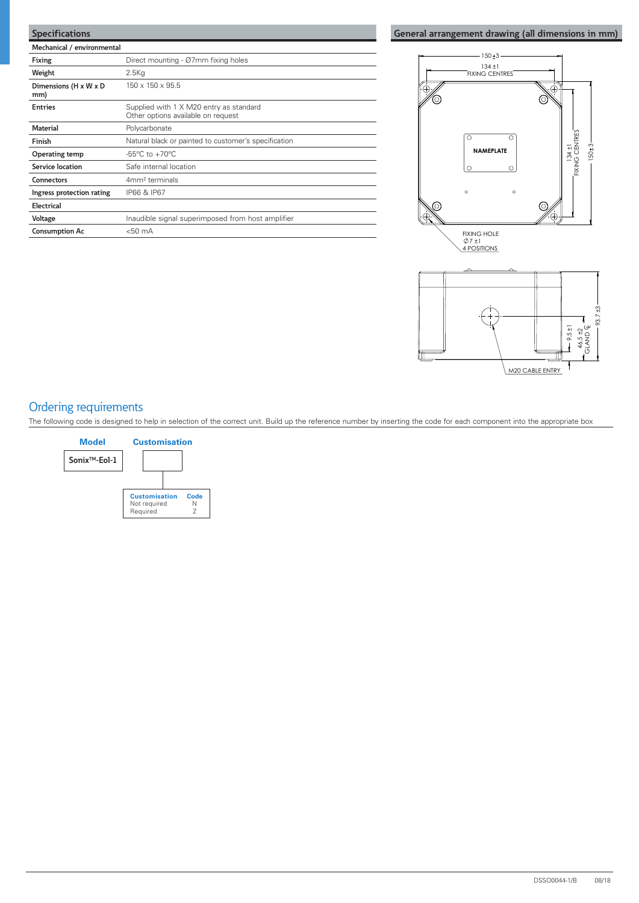## Specifications

| | |
|---|---|
| **Mechanical / environmental** | |
| **Fixing** | Direct mounting - Ø7mm fixing holes |
| **Weight** | 2.5Kg |
| **Dimensions (H x W x D mm)** | 150 x 150 x 95.5 |
| **Entries** | Supplied with 1 X M20 entry as standard<br>Other options available on request |
| **Material** | Polycarbonate |
| **Finish** | Natural black or painted to customer's specification |
| **Operating temp** | -55°C to +70°C |
| **Service location** | Safe internal location |
| **Connectors** | 4mm² terminals |
| **Ingress protection rating** | IP66 & IP67 |
| **Electrical** | |
| **Voltage** | Inaudible signal superimposed from host amplifier |
| **Consumption Ac** | <50 mA |

## General arrangement drawing (all dimensions in mm)

150 ±3
134 ±1
FIXING CENTRES
NAMEPLATE
134 ±1
FIXING CENTRES
150 ±3
FIXING HOLE
Ø7 ±1
4 POSITIONS
9.5 ±1
46.5 ±2
GLAND ℄
93.7 ±3
M20 CABLE ENTRY

## Ordering requirements

The following code is designed to help in selection of the correct unit. Build up the reference number by inserting the code for each component into the appropriate box

| Model | Customisation |
|---|---|
| Sonix™-Eol-1 | |

| Customisation | Code |
|---|---|
| Not required | N |
| Required | Z |